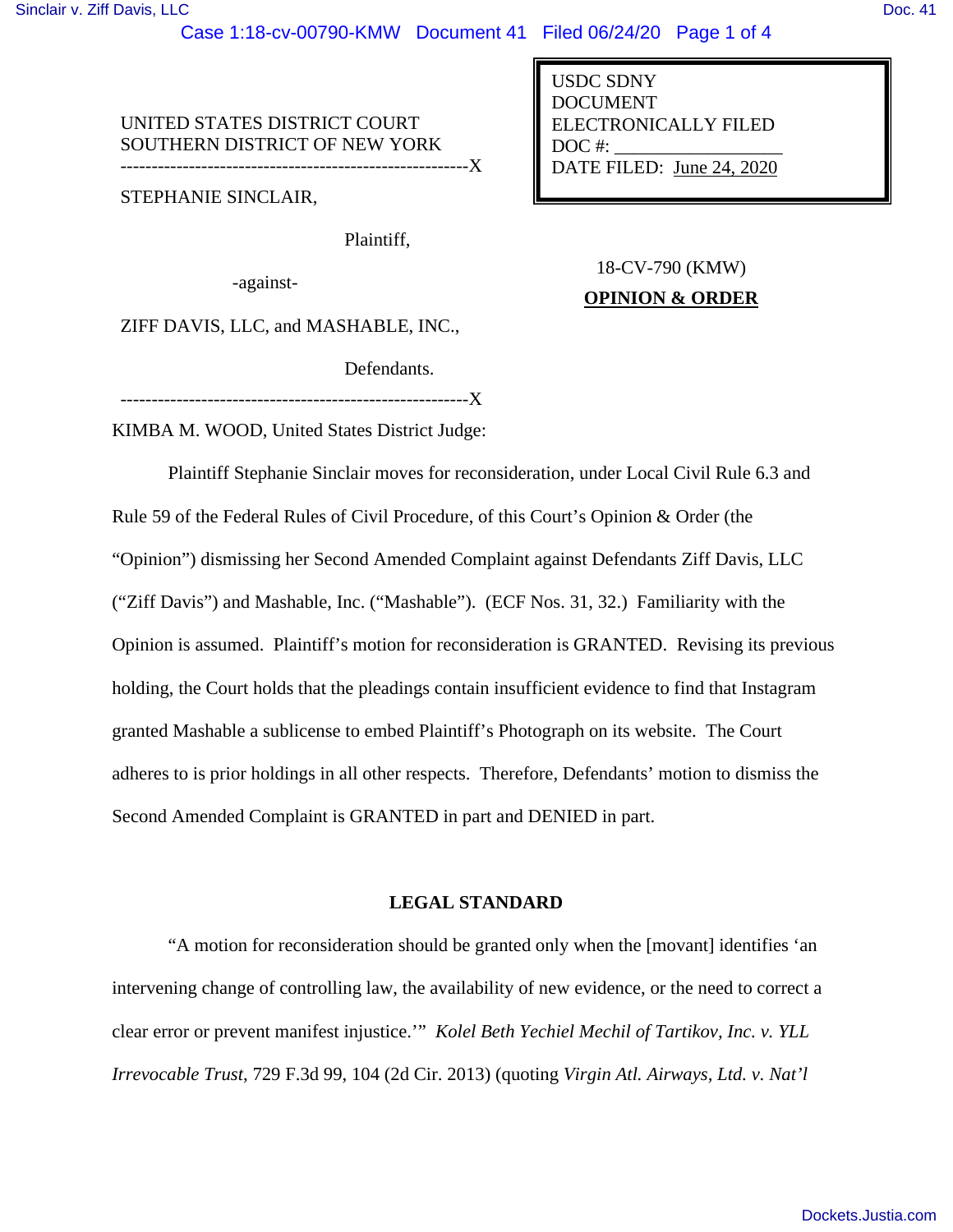UNITED STATES DISTRICT COURT
SOUTHERN DISTRICT OF NEW YORK
--------------------------------------------------------X

USDC SDNY
DOCUMENT
ELECTRONICALLY FILED
DOC #: _________________
DATE FILED: June 24, 2020

STEPHANIE SINCLAIR,

Plaintiff,

-against-

ZIFF DAVIS, LLC, and MASHABLE, INC.,

Defendants.

--------------------------------------------------------X

18-CV-790 (KMW)

**OPINION & ORDER**

KIMBA M. WOOD, United States District Judge:

Plaintiff Stephanie Sinclair moves for reconsideration, under Local Civil Rule 6.3 and Rule 59 of the Federal Rules of Civil Procedure, of this Court's Opinion & Order (the "Opinion") dismissing her Second Amended Complaint against Defendants Ziff Davis, LLC ("Ziff Davis") and Mashable, Inc. ("Mashable"). (ECF Nos. 31, 32.) Familiarity with the Opinion is assumed. Plaintiff's motion for reconsideration is GRANTED. Revising its previous holding, the Court holds that the pleadings contain insufficient evidence to find that Instagram granted Mashable a sublicense to embed Plaintiff's Photograph on its website. The Court adheres to is prior holdings in all other respects. Therefore, Defendants' motion to dismiss the Second Amended Complaint is GRANTED in part and DENIED in part.

## LEGAL STANDARD

"A motion for reconsideration should be granted only when the [movant] identifies 'an intervening change of controlling law, the availability of new evidence, or the need to correct a clear error or prevent manifest injustice.'" *Kolel Beth Yechiel Mechil of Tartikov, Inc. v. YLL Irrevocable Trust*, 729 F.3d 99, 104 (2d Cir. 2013) (quoting *Virgin Atl. Airways, Ltd. v. Nat'l*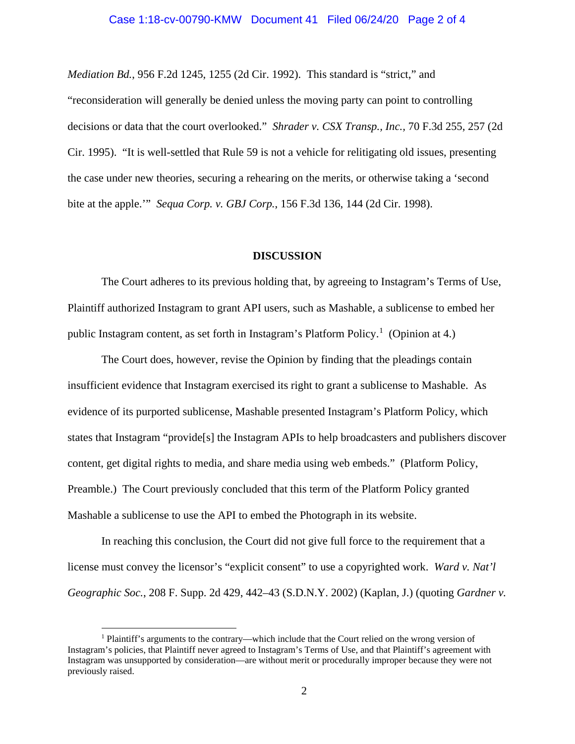*Mediation Bd.*, 956 F.2d 1245, 1255 (2d Cir. 1992). This standard is "strict," and "reconsideration will generally be denied unless the moving party can point to controlling decisions or data that the court overlooked." *Shrader v. CSX Transp., Inc.*, 70 F.3d 255, 257 (2d Cir. 1995). "It is well-settled that Rule 59 is not a vehicle for relitigating old issues, presenting the case under new theories, securing a rehearing on the merits, or otherwise taking a 'second bite at the apple.'" *Sequa Corp. v. GBJ Corp.*, 156 F.3d 136, 144 (2d Cir. 1998).

**DISCUSSION**

The Court adheres to its previous holding that, by agreeing to Instagram's Terms of Use, Plaintiff authorized Instagram to grant API users, such as Mashable, a sublicense to embed her public Instagram content, as set forth in Instagram's Platform Policy.[1] (Opinion at 4.)

The Court does, however, revise the Opinion by finding that the pleadings contain insufficient evidence that Instagram exercised its right to grant a sublicense to Mashable. As evidence of its purported sublicense, Mashable presented Instagram's Platform Policy, which states that Instagram "provide[s] the Instagram APIs to help broadcasters and publishers discover content, get digital rights to media, and share media using web embeds." (Platform Policy, Preamble.) The Court previously concluded that this term of the Platform Policy granted Mashable a sublicense to use the API to embed the Photograph in its website.

In reaching this conclusion, the Court did not give full force to the requirement that a license must convey the licensor's "explicit consent" to use a copyrighted work. *Ward v. Nat'l Geographic Soc.*, 208 F. Supp. 2d 429, 442–43 (S.D.N.Y. 2002) (Kaplan, J.) (quoting *Gardner v.*

[1] Plaintiff's arguments to the contrary—which include that the Court relied on the wrong version of Instagram's policies, that Plaintiff never agreed to Instagram's Terms of Use, and that Plaintiff's agreement with Instagram was unsupported by consideration—are without merit or procedurally improper because they were not previously raised.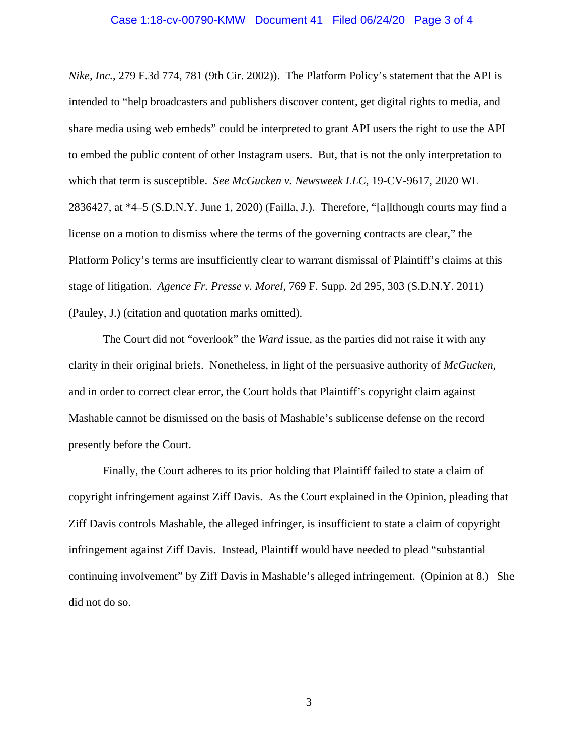*Nike, Inc.*, 279 F.3d 774, 781 (9th Cir. 2002)). The Platform Policy's statement that the API is intended to "help broadcasters and publishers discover content, get digital rights to media, and share media using web embeds" could be interpreted to grant API users the right to use the API to embed the public content of other Instagram users. But, that is not the only interpretation to which that term is susceptible. *See McGucken v. Newsweek LLC*, 19-CV-9617, 2020 WL 2836427, at *4–5 (S.D.N.Y. June 1, 2020) (Failla, J.). Therefore, "[a]lthough courts may find a license on a motion to dismiss where the terms of the governing contracts are clear," the Platform Policy's terms are insufficiently clear to warrant dismissal of Plaintiff's claims at this stage of litigation. *Agence Fr. Presse v. Morel*, 769 F. Supp. 2d 295, 303 (S.D.N.Y. 2011) (Pauley, J.) (citation and quotation marks omitted).

The Court did not "overlook" the *Ward* issue, as the parties did not raise it with any clarity in their original briefs. Nonetheless, in light of the persuasive authority of *McGucken*, and in order to correct clear error, the Court holds that Plaintiff's copyright claim against Mashable cannot be dismissed on the basis of Mashable's sublicense defense on the record presently before the Court.

Finally, the Court adheres to its prior holding that Plaintiff failed to state a claim of copyright infringement against Ziff Davis. As the Court explained in the Opinion, pleading that Ziff Davis controls Mashable, the alleged infringer, is insufficient to state a claim of copyright infringement against Ziff Davis. Instead, Plaintiff would have needed to plead "substantial continuing involvement" by Ziff Davis in Mashable's alleged infringement. (Opinion at 8.) She did not do so.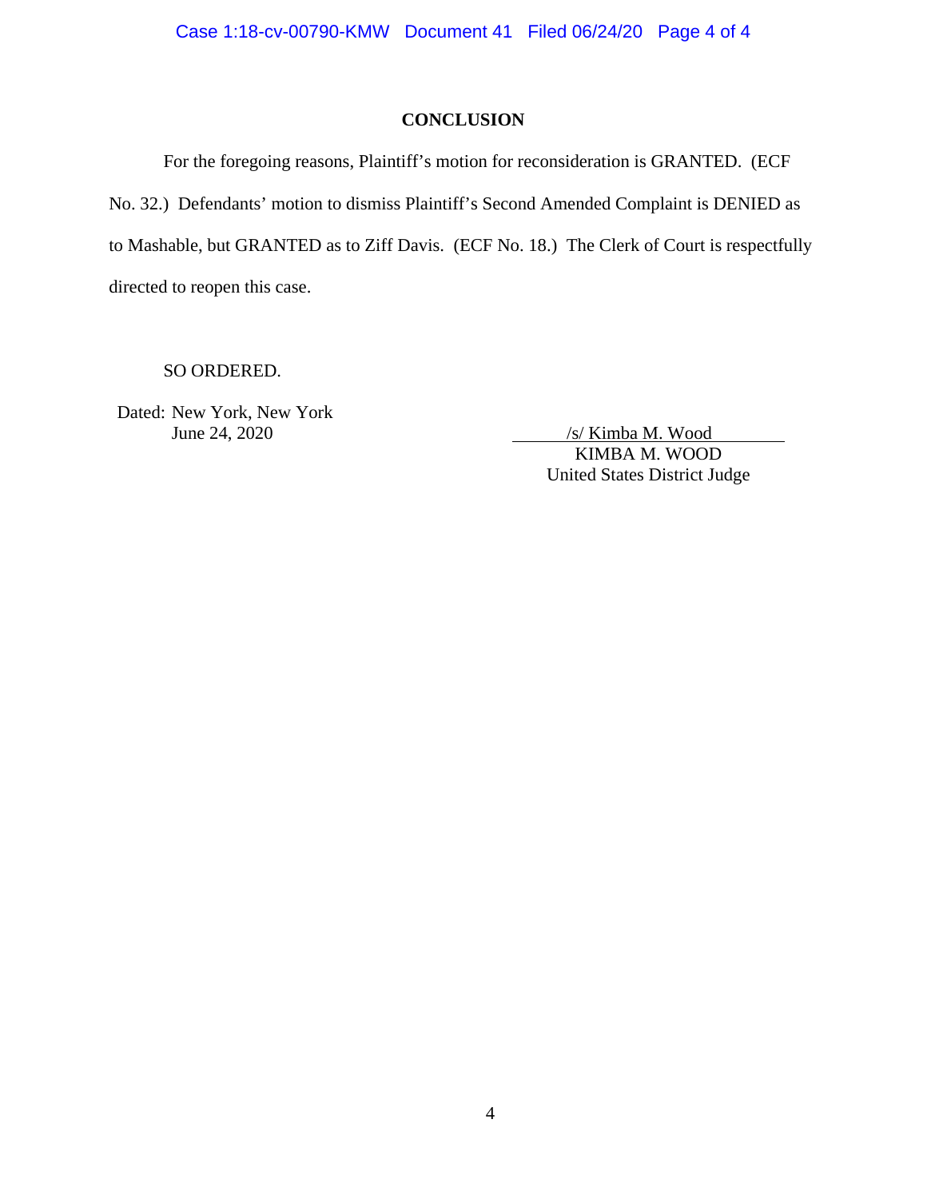## CONCLUSION

For the foregoing reasons, Plaintiff's motion for reconsideration is GRANTED. (ECF No. 32.) Defendants' motion to dismiss Plaintiff's Second Amended Complaint is DENIED as to Mashable, but GRANTED as to Ziff Davis. (ECF No. 18.) The Clerk of Court is respectfully directed to reopen this case.

SO ORDERED.

Dated: New York, New York
June 24, 2020

/s/ Kimba M. Wood
KIMBA M. WOOD
United States District Judge